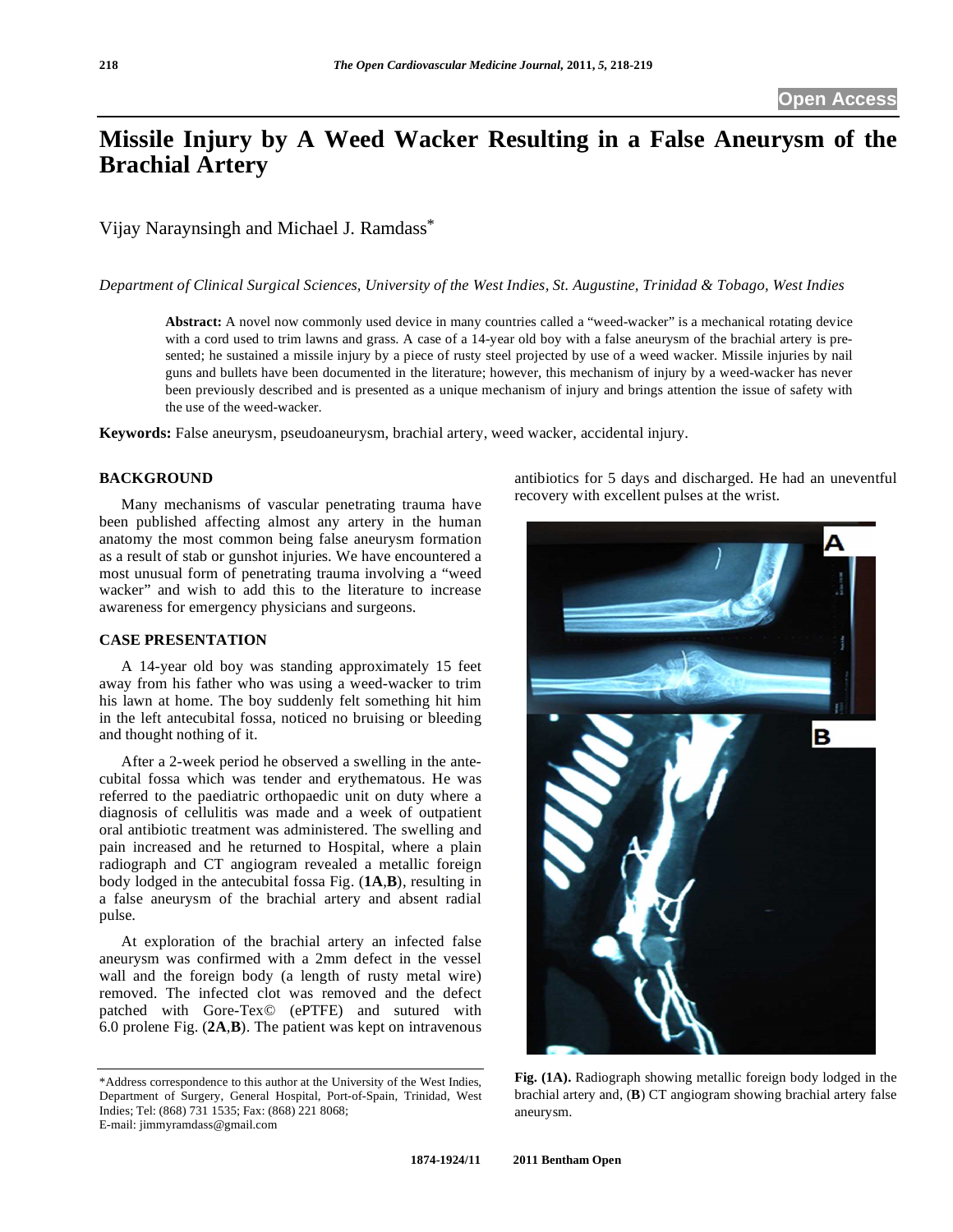# Missile Injury by A Weed Wacker Resulting in a False Aneurysm of the Brachial Artery

Vijay Naraynsingh and Michael J. Ramdass*

*Department of Clinical Surgical Sciences, University of the West Indies, St. Augustine, Trinidad & Tobago, West Indies*

**Abstract:** A novel now commonly used device in many countries called a "weed-wacker" is a mechanical rotating device with a cord used to trim lawns and grass. A case of a 14-year old boy with a false aneurysm of the brachial artery is presented; he sustained a missile injury by a piece of rusty steel projected by use of a weed wacker. Missile injuries by nail guns and bullets have been documented in the literature; however, this mechanism of injury by a weed-wacker has never been previously described and is presented as a unique mechanism of injury and brings attention the issue of safety with the use of the weed-wacker.

**Keywords:** False aneurysm, pseudoaneurysm, brachial artery, weed wacker, accidental injury.

## BACKGROUND

Many mechanisms of vascular penetrating trauma have been published affecting almost any artery in the human anatomy the most common being false aneurysm formation as a result of stab or gunshot injuries. We have encountered a most unusual form of penetrating trauma involving a "weed wacker" and wish to add this to the literature to increase awareness for emergency physicians and surgeons.

## CASE PRESENTATION

A 14-year old boy was standing approximately 15 feet away from his father who was using a weed-wacker to trim his lawn at home. The boy suddenly felt something hit him in the left antecubital fossa, noticed no bruising or bleeding and thought nothing of it.

After a 2-week period he observed a swelling in the antecubital fossa which was tender and erythematous. He was referred to the paediatric orthopaedic unit on duty where a diagnosis of cellulitis was made and a week of outpatient oral antibiotic treatment was administered. The swelling and pain increased and he returned to Hospital, where a plain radiograph and CT angiogram revealed a metallic foreign body lodged in the antecubital fossa Fig. (**1A**,**B**), resulting in a false aneurysm of the brachial artery and absent radial pulse.

At exploration of the brachial artery an infected false aneurysm was confirmed with a 2mm defect in the vessel wall and the foreign body (a length of rusty metal wire) removed. The infected clot was removed and the defect patched with Gore-Tex© (ePTFE) and sutured with 6.0 prolene Fig. (**2A**,**B**). The patient was kept on intravenous antibiotics for 5 days and discharged. He had an uneventful recovery with excellent pulses at the wrist.

**Fig. (1A).** Radiograph showing metallic foreign body lodged in the brachial artery and, (**B**) CT angiogram showing brachial artery false aneurysm.

*Address correspondence to this author at the University of the West Indies, Department of Surgery, General Hospital, Port-of-Spain, Trinidad, West Indies; Tel: (868) 731 1535; Fax: (868) 221 8068;
E-mail: jimmyramdass@gmail.com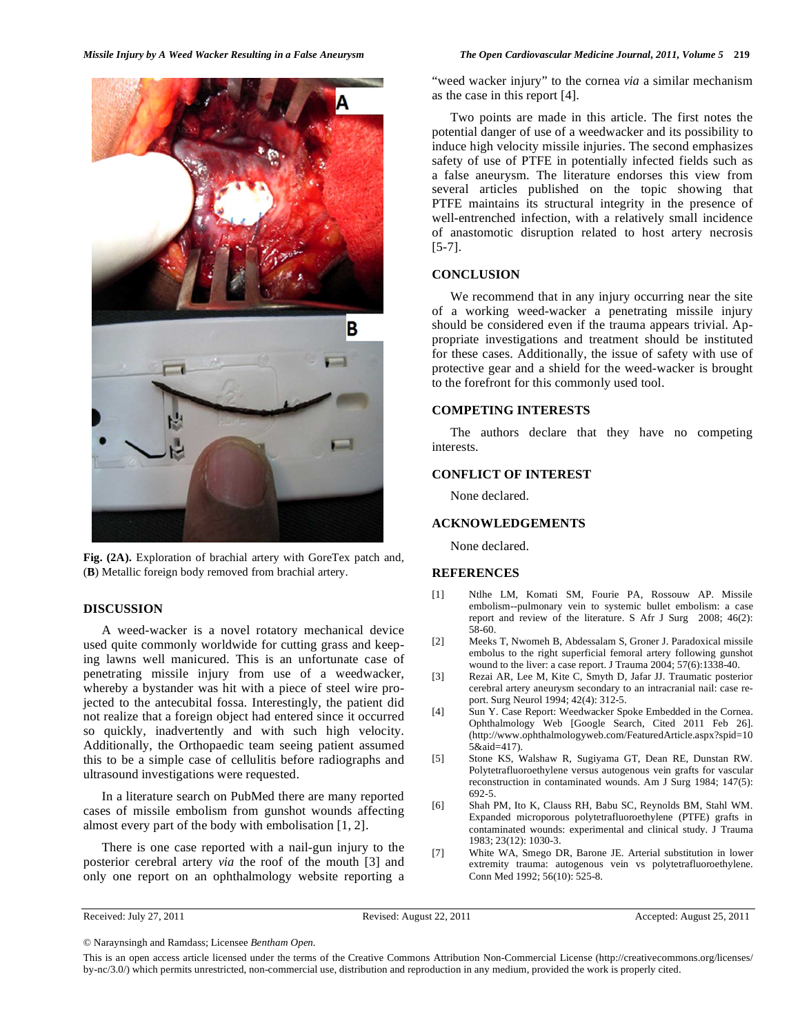Fig. (2A). Exploration of brachial artery with GoreTex patch and, (B) Metallic foreign body removed from brachial artery.

## DISCUSSION

A weed-wacker is a novel rotatory mechanical device used quite commonly worldwide for cutting grass and keeping lawns well manicured. This is an unfortunate case of penetrating missile injury from use of a weedwacker, whereby a bystander was hit with a piece of steel wire projected to the antecubital fossa. Interestingly, the patient did not realize that a foreign object had entered since it occurred so quickly, inadvertently and with such high velocity. Additionally, the Orthopaedic team seeing patient assumed this to be a simple case of cellulitis before radiographs and ultrasound investigations were requested.

In a literature search on PubMed there are many reported cases of missile embolism from gunshot wounds affecting almost every part of the body with embolisation [1, 2].

There is one case reported with a nail-gun injury to the posterior cerebral artery *via* the roof of the mouth [3] and only one report on an ophthalmology website reporting a "weed wacker injury" to the cornea *via* a similar mechanism as the case in this report [4].

Two points are made in this article. The first notes the potential danger of use of a weedwacker and its possibility to induce high velocity missile injuries. The second emphasizes safety of use of PTFE in potentially infected fields such as a false aneurysm. The literature endorses this view from several articles published on the topic showing that PTFE maintains its structural integrity in the presence of well-entrenched infection, with a relatively small incidence of anastomotic disruption related to host artery necrosis [5-7].

## CONCLUSION

We recommend that in any injury occurring near the site of a working weed-wacker a penetrating missile injury should be considered even if the trauma appears trivial. Appropriate investigations and treatment should be instituted for these cases. Additionally, the issue of safety with use of protective gear and a shield for the weed-wacker is brought to the forefront for this commonly used tool.

## COMPETING INTERESTS

The authors declare that they have no competing interests.

## CONFLICT OF INTEREST

None declared.

## ACKNOWLEDGEMENTS

None declared.

## REFERENCES

[1] Ntlhe LM, Komati SM, Fourie PA, Rossouw AP. Missile embolism--pulmonary vein to systemic bullet embolism: a case report and review of the literature. S Afr J Surg 2008; 46(2): 58-60.

[2] Meeks T, Nwomeh B, Abdessalam S, Groner J. Paradoxical missile embolus to the right superficial femoral artery following gunshot wound to the liver: a case report. J Trauma 2004; 57(6):1338-40.

[3] Rezai AR, Lee M, Kite C, Smyth D, Jafar JJ. Traumatic posterior cerebral artery aneurysm secondary to an intracranial nail: case report. Surg Neurol 1994; 42(4): 312-5.

[4] Sun Y. Case Report: Weedwacker Spoke Embedded in the Cornea. Ophthalmology Web [Google Search, Cited 2011 Feb 26]. (http://www.ophthalmologyweb.com/FeaturedArticle.aspx?spid=105&aid=417).

[5] Stone KS, Walshaw R, Sugiyama GT, Dean RE, Dunstan RW. Polytetrafluoroethylene versus autogenous vein grafts for vascular reconstruction in contaminated wounds. Am J Surg 1984; 147(5): 692-5.

[6] Shah PM, Ito K, Clauss RH, Babu SC, Reynolds BM, Stahl WM. Expanded microporous polytetrafluoroethylene (PTFE) grafts in contaminated wounds: experimental and clinical study. J Trauma 1983; 23(12): 1030-3.

[7] White WA, Smego DR, Barone JE. Arterial substitution in lower extremity trauma: autogenous vein vs polytetrafluoroethylene. Conn Med 1992; 56(10): 525-8.

Received: July 27, 2011 Revised: August 22, 2011 Accepted: August 25, 2011

© Naraynsingh and Ramdass; Licensee *Bentham Open.*

This is an open access article licensed under the terms of the Creative Commons Attribution Non-Commercial License (http://creativecommons.org/licenses/by-nc/3.0/) which permits unrestricted, non-commercial use, distribution and reproduction in any medium, provided the work is properly cited.